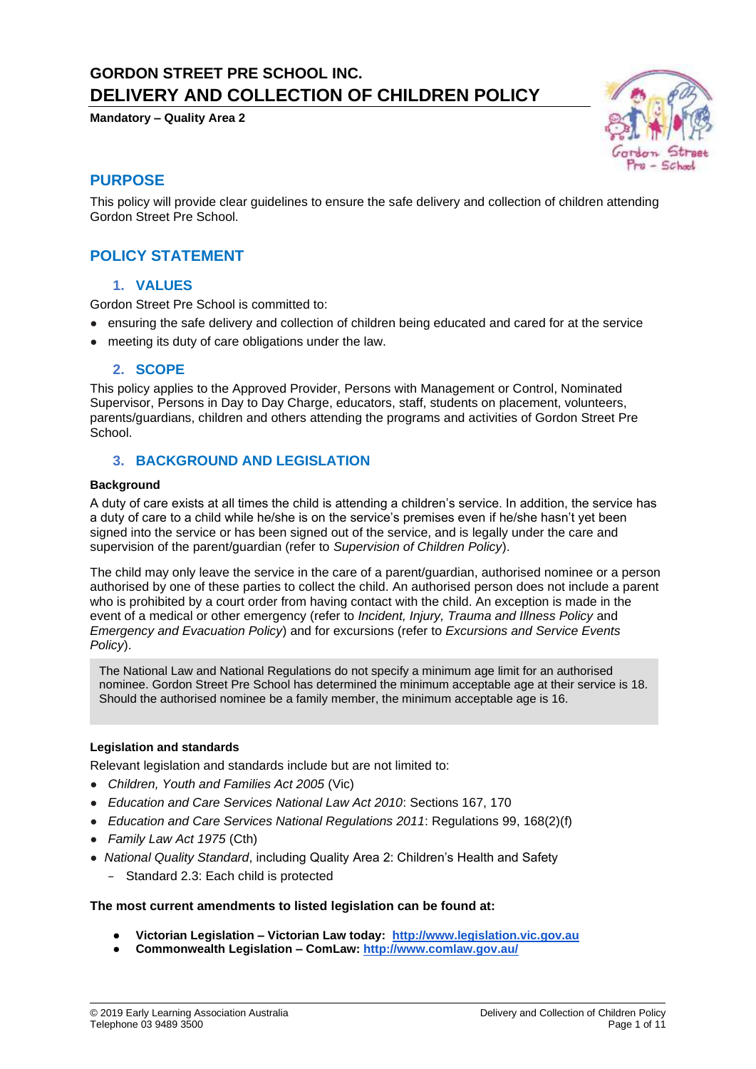# GORDON STREET PRE SCHOOL INC.

# DELIVERY AND COLLECTION OF CHILDREN POLICY

**Mandatory – Quality Area 2**

## PURPOSE

This policy will provide clear guidelines to ensure the safe delivery and collection of children attending Gordon Street Pre School.

## POLICY STATEMENT

### 1. VALUES

Gordon Street Pre School is committed to:

- ensuring the safe delivery and collection of children being educated and cared for at the service
- meeting its duty of care obligations under the law.

### 2. SCOPE

This policy applies to the Approved Provider, Persons with Management or Control, Nominated Supervisor, Persons in Day to Day Charge, educators, staff, students on placement, volunteers, parents/guardians, children and others attending the programs and activities of Gordon Street Pre School.

### 3. BACKGROUND AND LEGISLATION

**Background**

A duty of care exists at all times the child is attending a children's service. In addition, the service has a duty of care to a child while he/she is on the service's premises even if he/she hasn't yet been signed into the service or has been signed out of the service, and is legally under the care and supervision of the parent/guardian (refer to *Supervision of Children Policy*).

The child may only leave the service in the care of a parent/guardian, authorised nominee or a person authorised by one of these parties to collect the child. An authorised person does not include a parent who is prohibited by a court order from having contact with the child. An exception is made in the event of a medical or other emergency (refer to *Incident, Injury, Trauma and Illness Policy* and *Emergency and Evacuation Policy*) and for excursions (refer to *Excursions and Service Events Policy*).

The National Law and National Regulations do not specify a minimum age limit for an authorised nominee. Gordon Street Pre School has determined the minimum acceptable age at their service is 18. Should the authorised nominee be a family member, the minimum acceptable age is 16.

**Legislation and standards**

Relevant legislation and standards include but are not limited to:

- *Children, Youth and Families Act 2005* (Vic)
- *Education and Care Services National Law Act 2010*: Sections 167, 170
- *Education and Care Services National Regulations 2011*: Regulations 99, 168(2)(f)
- *Family Law Act 1975* (Cth)
- *National Quality Standard*, including Quality Area 2: Children's Health and Safety
  - Standard 2.3: Each child is protected

**The most current amendments to listed legislation can be found at:**

- **Victorian Legislation – Victorian Law today: [http://www.legislation.vic.gov.au](http://www.legislation.vic.gov.au)**
- **Commonwealth Legislation – ComLaw: [http://www.comlaw.gov.au/](http://www.comlaw.gov.au/)**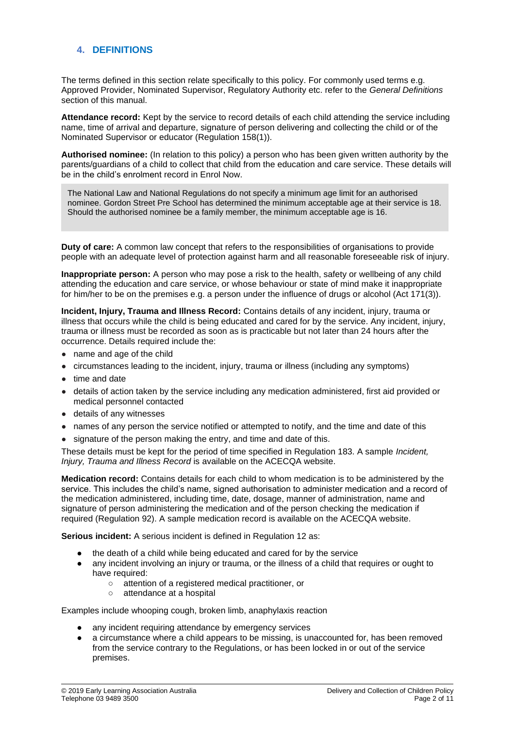## 4. DEFINITIONS

The terms defined in this section relate specifically to this policy. For commonly used terms e.g. Approved Provider, Nominated Supervisor, Regulatory Authority etc. refer to the *General Definitions* section of this manual.

**Attendance record:** Kept by the service to record details of each child attending the service including name, time of arrival and departure, signature of person delivering and collecting the child or of the Nominated Supervisor or educator (Regulation 158(1)).

**Authorised nominee:** (In relation to this policy) a person who has been given written authority by the parents/guardians of a child to collect that child from the education and care service. These details will be in the child's enrolment record in Enrol Now.

> The National Law and National Regulations do not specify a minimum age limit for an authorised nominee. Gordon Street Pre School has determined the minimum acceptable age at their service is 18. Should the authorised nominee be a family member, the minimum acceptable age is 16.

**Duty of care:** A common law concept that refers to the responsibilities of organisations to provide people with an adequate level of protection against harm and all reasonable foreseeable risk of injury.

**Inappropriate person:** A person who may pose a risk to the health, safety or wellbeing of any child attending the education and care service, or whose behaviour or state of mind make it inappropriate for him/her to be on the premises e.g. a person under the influence of drugs or alcohol (Act 171(3)).

**Incident, Injury, Trauma and Illness Record:** Contains details of any incident, injury, trauma or illness that occurs while the child is being educated and cared for by the service. Any incident, injury, trauma or illness must be recorded as soon as is practicable but not later than 24 hours after the occurrence. Details required include the:

- name and age of the child
- circumstances leading to the incident, injury, trauma or illness (including any symptoms)
- time and date
- details of action taken by the service including any medication administered, first aid provided or medical personnel contacted
- details of any witnesses
- names of any person the service notified or attempted to notify, and the time and date of this
- signature of the person making the entry, and time and date of this.

These details must be kept for the period of time specified in Regulation 183. A sample *Incident, Injury, Trauma and Illness Record* is available on the ACECQA website.

**Medication record:** Contains details for each child to whom medication is to be administered by the service. This includes the child's name, signed authorisation to administer medication and a record of the medication administered, including time, date, dosage, manner of administration, name and signature of person administering the medication and of the person checking the medication if required (Regulation 92). A sample medication record is available on the ACECQA website.

**Serious incident:** A serious incident is defined in Regulation 12 as:

- the death of a child while being educated and cared for by the service
- any incident involving an injury or trauma, or the illness of a child that requires or ought to have required:
  - attention of a registered medical practitioner, or
  - attendance at a hospital

Examples include whooping cough, broken limb, anaphylaxis reaction

- any incident requiring attendance by emergency services
- a circumstance where a child appears to be missing, is unaccounted for, has been removed from the service contrary to the Regulations, or has been locked in or out of the service premises.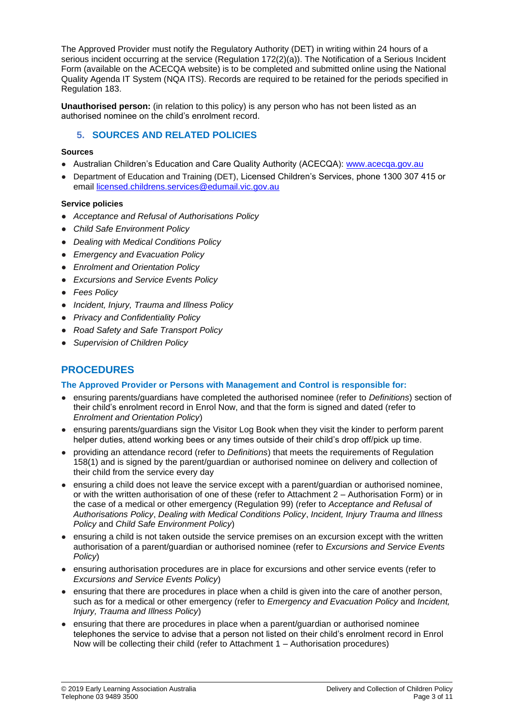The Approved Provider must notify the Regulatory Authority (DET) in writing within 24 hours of a serious incident occurring at the service (Regulation 172(2)(a)). The Notification of a Serious Incident Form (available on the ACECQA website) is to be completed and submitted online using the National Quality Agenda IT System (NQA ITS). Records are required to be retained for the periods specified in Regulation 183.

**Unauthorised person:** (in relation to this policy) is any person who has not been listed as an authorised nominee on the child's enrolment record.

## 5. SOURCES AND RELATED POLICIES

**Sources**

- Australian Children's Education and Care Quality Authority (ACECQA): www.acecqa.gov.au
- Department of Education and Training (DET), Licensed Children's Services, phone 1300 307 415 or email licensed.childrens.services@edumail.vic.gov.au

**Service policies**

- *Acceptance and Refusal of Authorisations Policy*
- *Child Safe Environment Policy*
- *Dealing with Medical Conditions Policy*
- *Emergency and Evacuation Policy*
- *Enrolment and Orientation Policy*
- *Excursions and Service Events Policy*
- *Fees Policy*
- *Incident, Injury, Trauma and Illness Policy*
- *Privacy and Confidentiality Policy*
- *Road Safety and Safe Transport Policy*
- *Supervision of Children Policy*

# PROCEDURES

### The Approved Provider or Persons with Management and Control is responsible for:

- ensuring parents/guardians have completed the authorised nominee (refer to *Definitions*) section of their child's enrolment record in Enrol Now, and that the form is signed and dated (refer to *Enrolment and Orientation Policy*)
- ensuring parents/guardians sign the Visitor Log Book when they visit the kinder to perform parent helper duties, attend working bees or any times outside of their child's drop off/pick up time.
- providing an attendance record (refer to *Definitions*) that meets the requirements of Regulation 158(1) and is signed by the parent/guardian or authorised nominee on delivery and collection of their child from the service every day
- ensuring a child does not leave the service except with a parent/guardian or authorised nominee, or with the written authorisation of one of these (refer to Attachment 2 – Authorisation Form) or in the case of a medical or other emergency (Regulation 99) (refer to *Acceptance and Refusal of Authorisations Policy*, *Dealing with Medical Conditions Policy*, *Incident, Injury Trauma and Illness Policy* and *Child Safe Environment Policy*)
- ensuring a child is not taken outside the service premises on an excursion except with the written authorisation of a parent/guardian or authorised nominee (refer to *Excursions and Service Events Policy*)
- ensuring authorisation procedures are in place for excursions and other service events (refer to *Excursions and Service Events Policy*)
- ensuring that there are procedures in place when a child is given into the care of another person, such as for a medical or other emergency (refer to *Emergency and Evacuation Policy* and *Incident, Injury, Trauma and Illness Policy*)
- ensuring that there are procedures in place when a parent/guardian or authorised nominee telephones the service to advise that a person not listed on their child's enrolment record in Enrol Now will be collecting their child (refer to Attachment 1 – Authorisation procedures)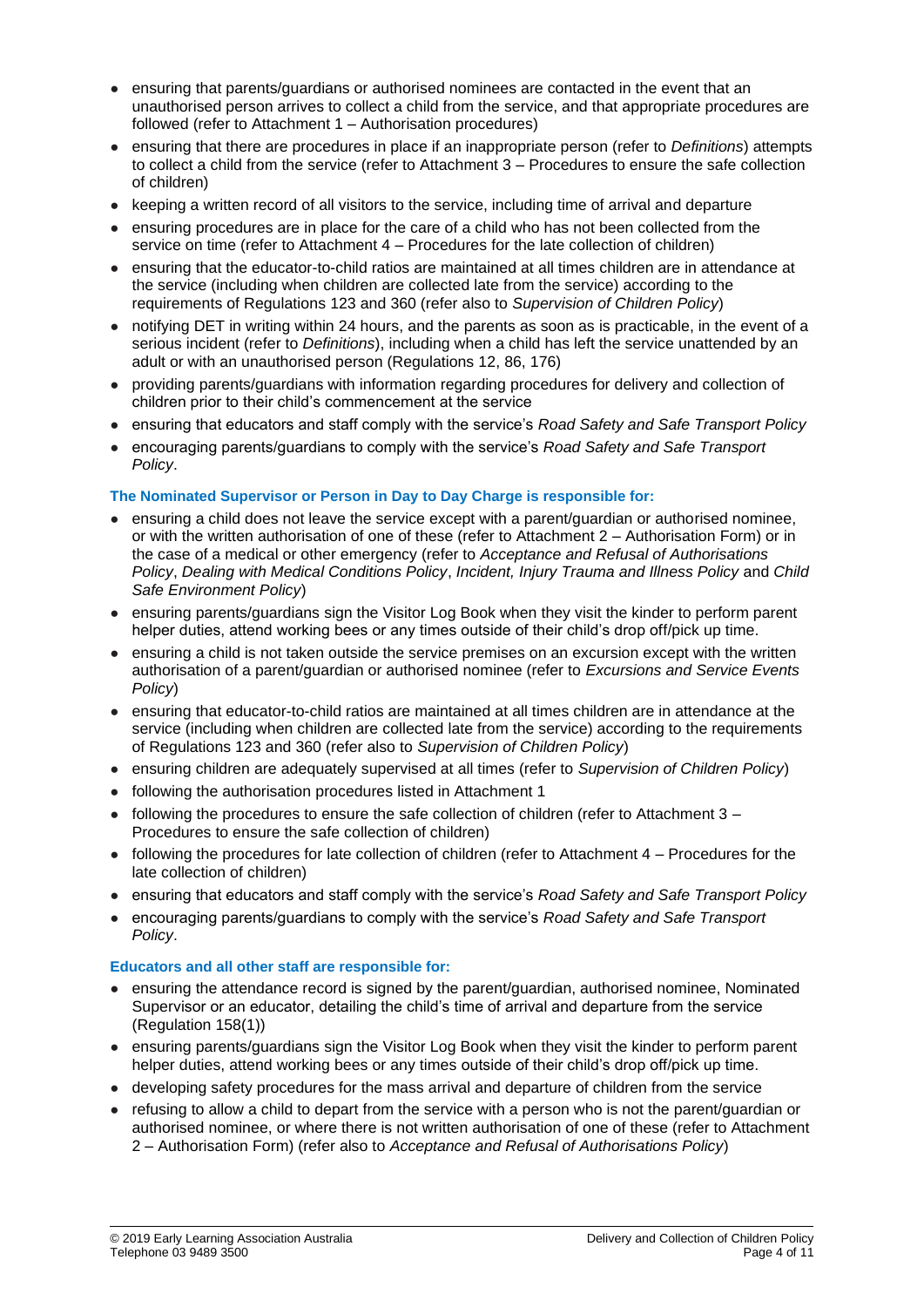- ensuring that parents/guardians or authorised nominees are contacted in the event that an unauthorised person arrives to collect a child from the service, and that appropriate procedures are followed (refer to Attachment 1 – Authorisation procedures)
- ensuring that there are procedures in place if an inappropriate person (refer to *Definitions*) attempts to collect a child from the service (refer to Attachment 3 – Procedures to ensure the safe collection of children)
- keeping a written record of all visitors to the service, including time of arrival and departure
- ensuring procedures are in place for the care of a child who has not been collected from the service on time (refer to Attachment 4 – Procedures for the late collection of children)
- ensuring that the educator-to-child ratios are maintained at all times children are in attendance at the service (including when children are collected late from the service) according to the requirements of Regulations 123 and 360 (refer also to *Supervision of Children Policy*)
- notifying DET in writing within 24 hours, and the parents as soon as is practicable, in the event of a serious incident (refer to *Definitions*), including when a child has left the service unattended by an adult or with an unauthorised person (Regulations 12, 86, 176)
- providing parents/guardians with information regarding procedures for delivery and collection of children prior to their child's commencement at the service
- ensuring that educators and staff comply with the service's *Road Safety and Safe Transport Policy*
- encouraging parents/guardians to comply with the service's *Road Safety and Safe Transport Policy*.

**The Nominated Supervisor or Person in Day to Day Charge is responsible for:**

- ensuring a child does not leave the service except with a parent/guardian or authorised nominee, or with the written authorisation of one of these (refer to Attachment 2 – Authorisation Form) or in the case of a medical or other emergency (refer to *Acceptance and Refusal of Authorisations Policy*, *Dealing with Medical Conditions Policy*, *Incident, Injury Trauma and Illness Policy* and *Child Safe Environment Policy*)
- ensuring parents/guardians sign the Visitor Log Book when they visit the kinder to perform parent helper duties, attend working bees or any times outside of their child's drop off/pick up time.
- ensuring a child is not taken outside the service premises on an excursion except with the written authorisation of a parent/guardian or authorised nominee (refer to *Excursions and Service Events Policy*)
- ensuring that educator-to-child ratios are maintained at all times children are in attendance at the service (including when children are collected late from the service) according to the requirements of Regulations 123 and 360 (refer also to *Supervision of Children Policy*)
- ensuring children are adequately supervised at all times (refer to *Supervision of Children Policy*)
- following the authorisation procedures listed in Attachment 1
- following the procedures to ensure the safe collection of children (refer to Attachment 3 – Procedures to ensure the safe collection of children)
- following the procedures for late collection of children (refer to Attachment 4 – Procedures for the late collection of children)
- ensuring that educators and staff comply with the service's *Road Safety and Safe Transport Policy*
- encouraging parents/guardians to comply with the service's *Road Safety and Safe Transport Policy*.

**Educators and all other staff are responsible for:**

- ensuring the attendance record is signed by the parent/guardian, authorised nominee, Nominated Supervisor or an educator, detailing the child's time of arrival and departure from the service (Regulation 158(1))
- ensuring parents/guardians sign the Visitor Log Book when they visit the kinder to perform parent helper duties, attend working bees or any times outside of their child's drop off/pick up time.
- developing safety procedures for the mass arrival and departure of children from the service
- refusing to allow a child to depart from the service with a person who is not the parent/guardian or authorised nominee, or where there is not written authorisation of one of these (refer to Attachment 2 – Authorisation Form) (refer also to *Acceptance and Refusal of Authorisations Policy*)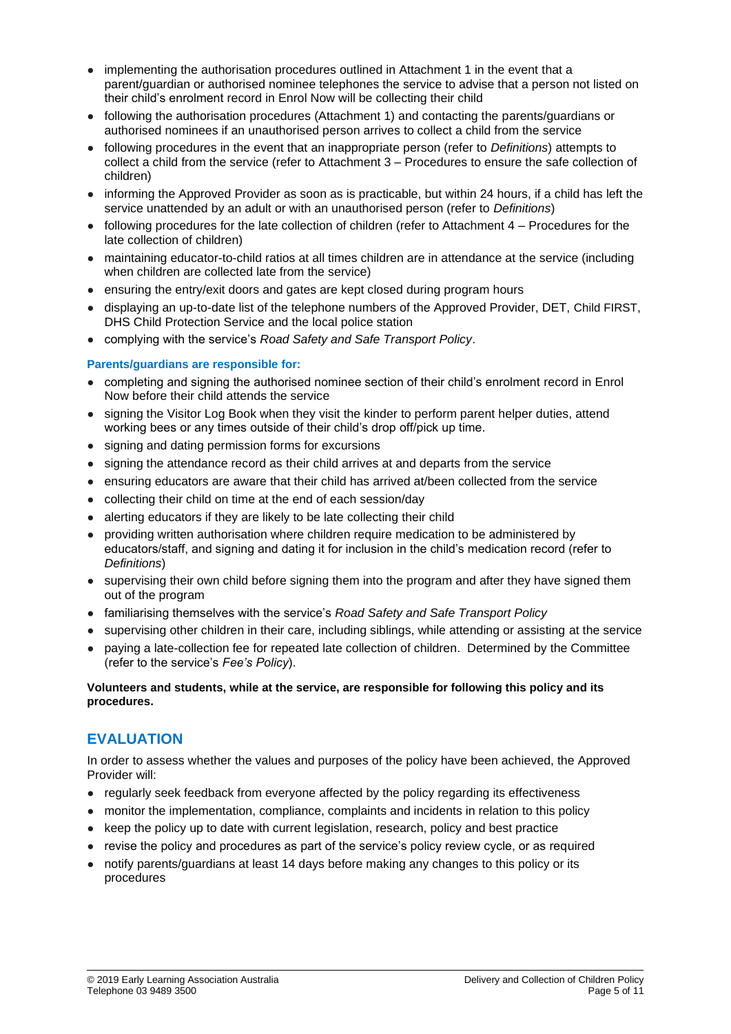- implementing the authorisation procedures outlined in Attachment 1 in the event that a parent/guardian or authorised nominee telephones the service to advise that a person not listed on their child's enrolment record in Enrol Now will be collecting their child
- following the authorisation procedures (Attachment 1) and contacting the parents/guardians or authorised nominees if an unauthorised person arrives to collect a child from the service
- following procedures in the event that an inappropriate person (refer to *Definitions*) attempts to collect a child from the service (refer to Attachment 3 – Procedures to ensure the safe collection of children)
- informing the Approved Provider as soon as is practicable, but within 24 hours, if a child has left the service unattended by an adult or with an unauthorised person (refer to *Definitions*)
- following procedures for the late collection of children (refer to Attachment 4 – Procedures for the late collection of children)
- maintaining educator-to-child ratios at all times children are in attendance at the service (including when children are collected late from the service)
- ensuring the entry/exit doors and gates are kept closed during program hours
- displaying an up-to-date list of the telephone numbers of the Approved Provider, DET, Child FIRST, DHS Child Protection Service and the local police station
- complying with the service's *Road Safety and Safe Transport Policy*.

**Parents/guardians are responsible for:**

- completing and signing the authorised nominee section of their child's enrolment record in Enrol Now before their child attends the service
- signing the Visitor Log Book when they visit the kinder to perform parent helper duties, attend working bees or any times outside of their child's drop off/pick up time.
- signing and dating permission forms for excursions
- signing the attendance record as their child arrives at and departs from the service
- ensuring educators are aware that their child has arrived at/been collected from the service
- collecting their child on time at the end of each session/day
- alerting educators if they are likely to be late collecting their child
- providing written authorisation where children require medication to be administered by educators/staff, and signing and dating it for inclusion in the child's medication record (refer to *Definitions*)
- supervising their own child before signing them into the program and after they have signed them out of the program
- familiarising themselves with the service's *Road Safety and Safe Transport Policy*
- supervising other children in their care, including siblings, while attending or assisting at the service
- paying a late-collection fee for repeated late collection of children. Determined by the Committee (refer to the service's *Fee's Policy*).

**Volunteers and students, while at the service, are responsible for following this policy and its procedures.**

## EVALUATION

In order to assess whether the values and purposes of the policy have been achieved, the Approved Provider will:

- regularly seek feedback from everyone affected by the policy regarding its effectiveness
- monitor the implementation, compliance, complaints and incidents in relation to this policy
- keep the policy up to date with current legislation, research, policy and best practice
- revise the policy and procedures as part of the service's policy review cycle, or as required
- notify parents/guardians at least 14 days before making any changes to this policy or its procedures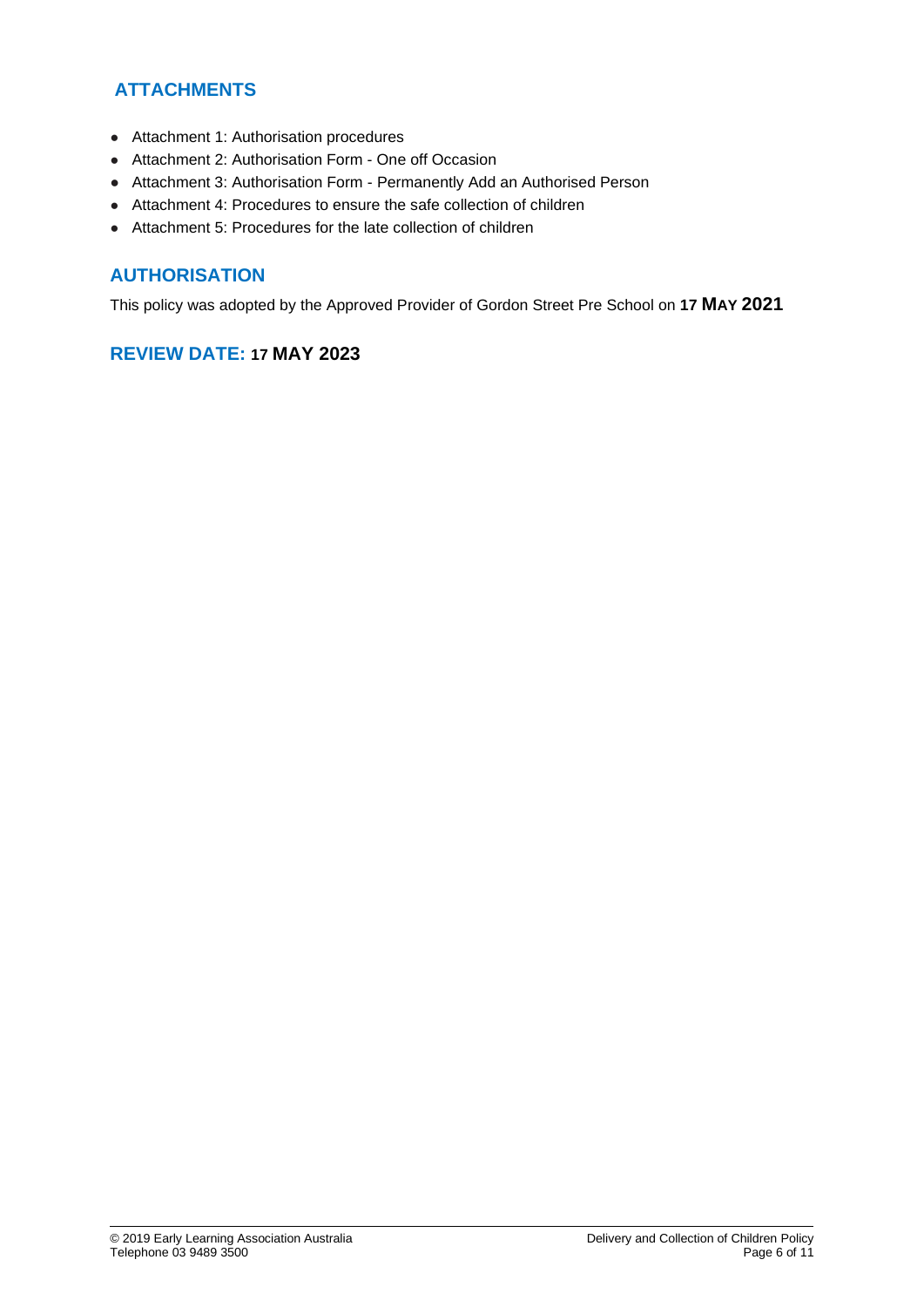## ATTACHMENTS

- Attachment 1: Authorisation procedures
- Attachment 2: Authorisation Form - One off Occasion
- Attachment 3: Authorisation Form - Permanently Add an Authorised Person
- Attachment 4: Procedures to ensure the safe collection of children
- Attachment 5: Procedures for the late collection of children

## AUTHORISATION

This policy was adopted by the Approved Provider of Gordon Street Pre School on **17 MAY 2021**

## REVIEW DATE: 17 MAY 2023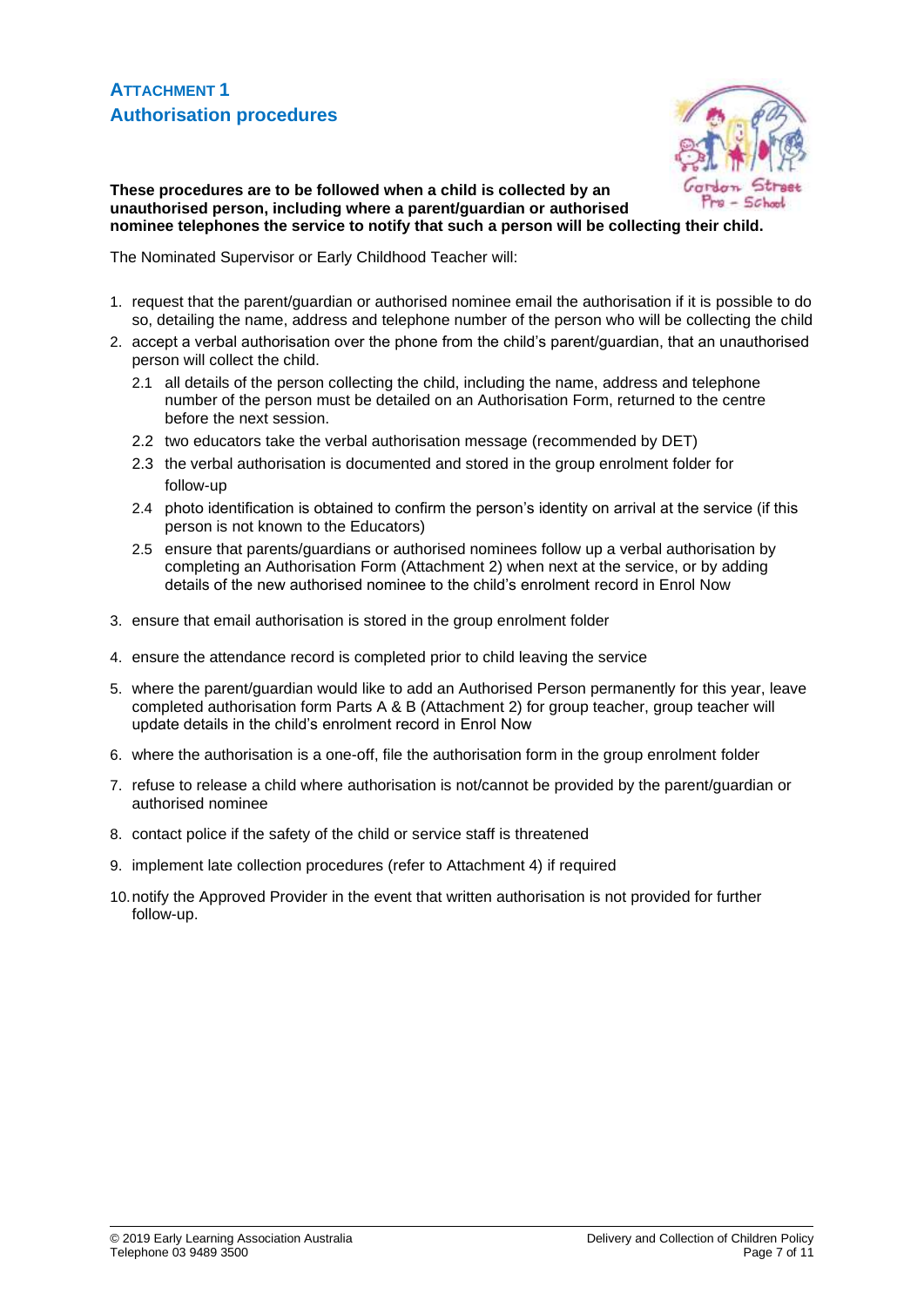## ATTACHMENT 1
## Authorisation procedures

**These procedures are to be followed when a child is collected by an unauthorised person, including where a parent/guardian or authorised nominee telephones the service to notify that such a person will be collecting their child.**

The Nominated Supervisor or Early Childhood Teacher will:

1. request that the parent/guardian or authorised nominee email the authorisation if it is possible to do so, detailing the name, address and telephone number of the person who will be collecting the child
2. accept a verbal authorisation over the phone from the child's parent/guardian, that an unauthorised person will collect the child.
   - 2.1 all details of the person collecting the child, including the name, address and telephone number of the person must be detailed on an Authorisation Form, returned to the centre before the next session.
   - 2.2 two educators take the verbal authorisation message (recommended by DET)
   - 2.3 the verbal authorisation is documented and stored in the group enrolment folder for follow-up
   - 2.4 photo identification is obtained to confirm the person's identity on arrival at the service (if this person is not known to the Educators)
   - 2.5 ensure that parents/guardians or authorised nominees follow up a verbal authorisation by completing an Authorisation Form (Attachment 2) when next at the service, or by adding details of the new authorised nominee to the child's enrolment record in Enrol Now
3. ensure that email authorisation is stored in the group enrolment folder
4. ensure the attendance record is completed prior to child leaving the service
5. where the parent/guardian would like to add an Authorised Person permanently for this year, leave completed authorisation form Parts A & B (Attachment 2) for group teacher, group teacher will update details in the child's enrolment record in Enrol Now
6. where the authorisation is a one-off, file the authorisation form in the group enrolment folder
7. refuse to release a child where authorisation is not/cannot be provided by the parent/guardian or authorised nominee
8. contact police if the safety of the child or service staff is threatened
9. implement late collection procedures (refer to Attachment 4) if required
10. notify the Approved Provider in the event that written authorisation is not provided for further follow-up.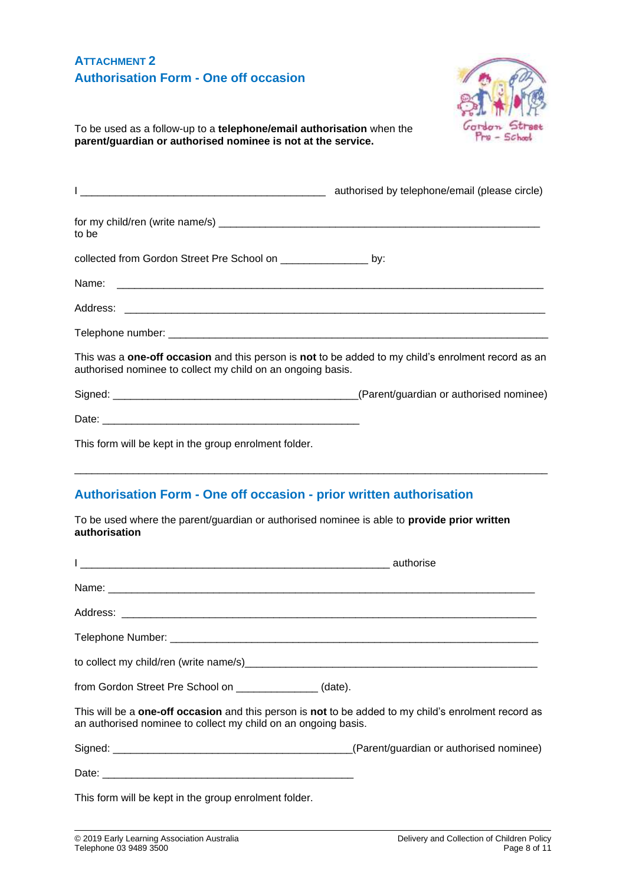## ATTACHMENT 2

## Authorisation Form - One off occasion

To be used as a follow-up to a **telephone/email authorisation** when the **parent/guardian or authorised nominee is not at the service.**

I ________________________________________ authorised by telephone/email (please circle)

for my child/ren (write name/s) ________________________________________________________ to be

collected from Gordon Street Pre School on ______________ by:

Name: ________________________________________________________________________

Address: ______________________________________________________________________

Telephone number: ______________________________________________________________

This was a **one-off occasion** and this person is **not** to be added to my child's enrolment record as an authorised nominee to collect my child on an ongoing basis.

Signed: ________________________________________(Parent/guardian or authorised nominee)

Date: __________________________________________

This form will be kept in the group enrolment folder.

---

## Authorisation Form - One off occasion - prior written authorisation

To be used where the parent/guardian or authorised nominee is able to **provide prior written authorisation**

I ____________________________________________________ authorise

Name: ______________________________________________________________________

Address: ____________________________________________________________________

Telephone Number: ____________________________________________________________

to collect my child/ren (write name/s)_________________________________________________

from Gordon Street Pre School on _____________ (date).

This will be a **one-off occasion** and this person is **not** to be added to my child's enrolment record as an authorised nominee to collect my child on an ongoing basis.

Signed: _______________________________________(Parent/guardian or authorised nominee)

Date: __________________________________________

This form will be kept in the group enrolment folder.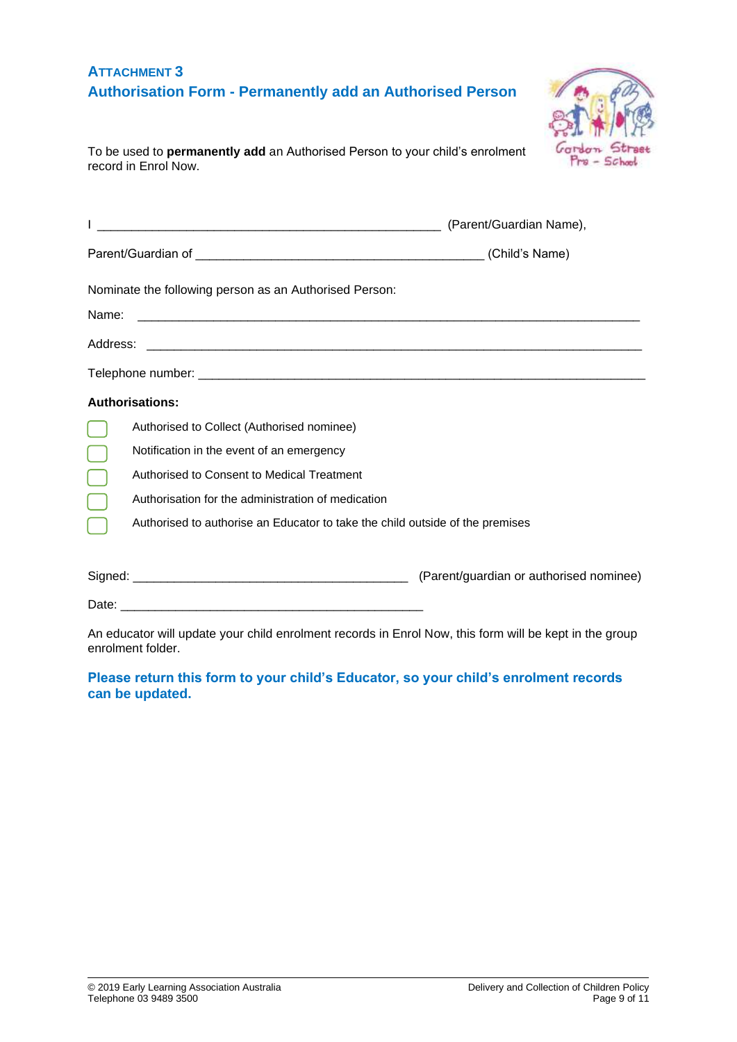## Attachment 3

## Authorisation Form - Permanently add an Authorised Person

To be used to **permanently add** an Authorised Person to your child's enrolment record in Enrol Now.

I __________________________________________________ (Parent/Guardian Name),

Parent/Guardian of __________________________________________ (Child's Name)

Nominate the following person as an Authorised Person:

Name: ___________________________________________________________________________

Address: ________________________________________________________________________

Telephone number: ________________________________________________________________

**Authorisations:**

- [ ] Authorised to Collect (Authorised nominee)
- [ ] Notification in the event of an emergency
- [ ] Authorised to Consent to Medical Treatment
- [ ] Authorisation for the administration of medication
- [ ] Authorised to authorise an Educator to take the child outside of the premises

Signed: ________________________________________ (Parent/guardian or authorised nominee)

Date: _____________________________________________

An educator will update your child enrolment records in Enrol Now, this form will be kept in the group enrolment folder.

**Please return this form to your child's Educator, so your child's enrolment records can be updated.**

© 2019 Early Learning Association Australia
Telephone 03 9489 3500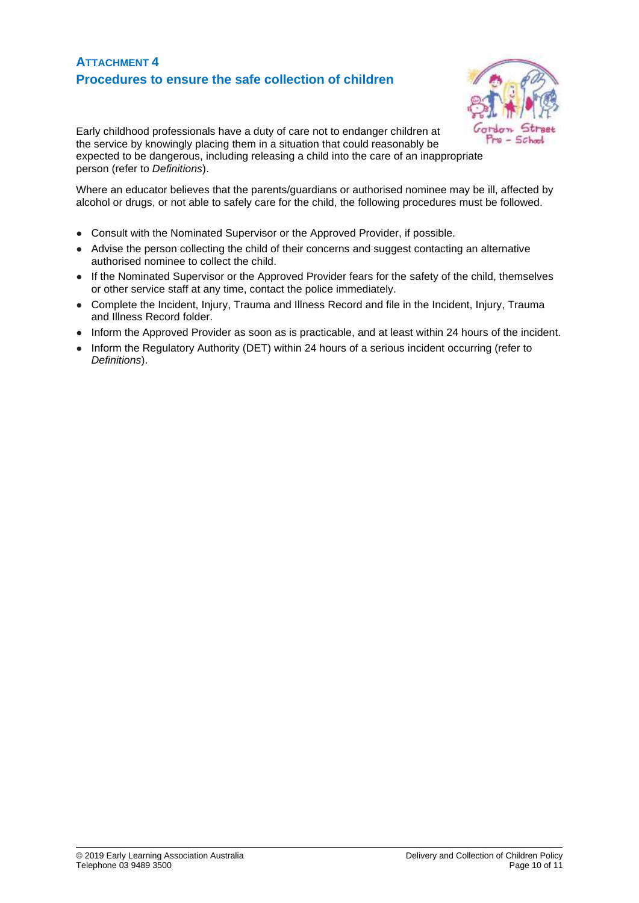## ATTACHMENT 4
## Procedures to ensure the safe collection of children

Early childhood professionals have a duty of care not to endanger children at the service by knowingly placing them in a situation that could reasonably be expected to be dangerous, including releasing a child into the care of an inappropriate person (refer to *Definitions*).

Where an educator believes that the parents/guardians or authorised nominee may be ill, affected by alcohol or drugs, or not able to safely care for the child, the following procedures must be followed.

- Consult with the Nominated Supervisor or the Approved Provider, if possible.
- Advise the person collecting the child of their concerns and suggest contacting an alternative authorised nominee to collect the child.
- If the Nominated Supervisor or the Approved Provider fears for the safety of the child, themselves or other service staff at any time, contact the police immediately.
- Complete the Incident, Injury, Trauma and Illness Record and file in the Incident, Injury, Trauma and Illness Record folder.
- Inform the Approved Provider as soon as is practicable, and at least within 24 hours of the incident.
- Inform the Regulatory Authority (DET) within 24 hours of a serious incident occurring (refer to *Definitions*).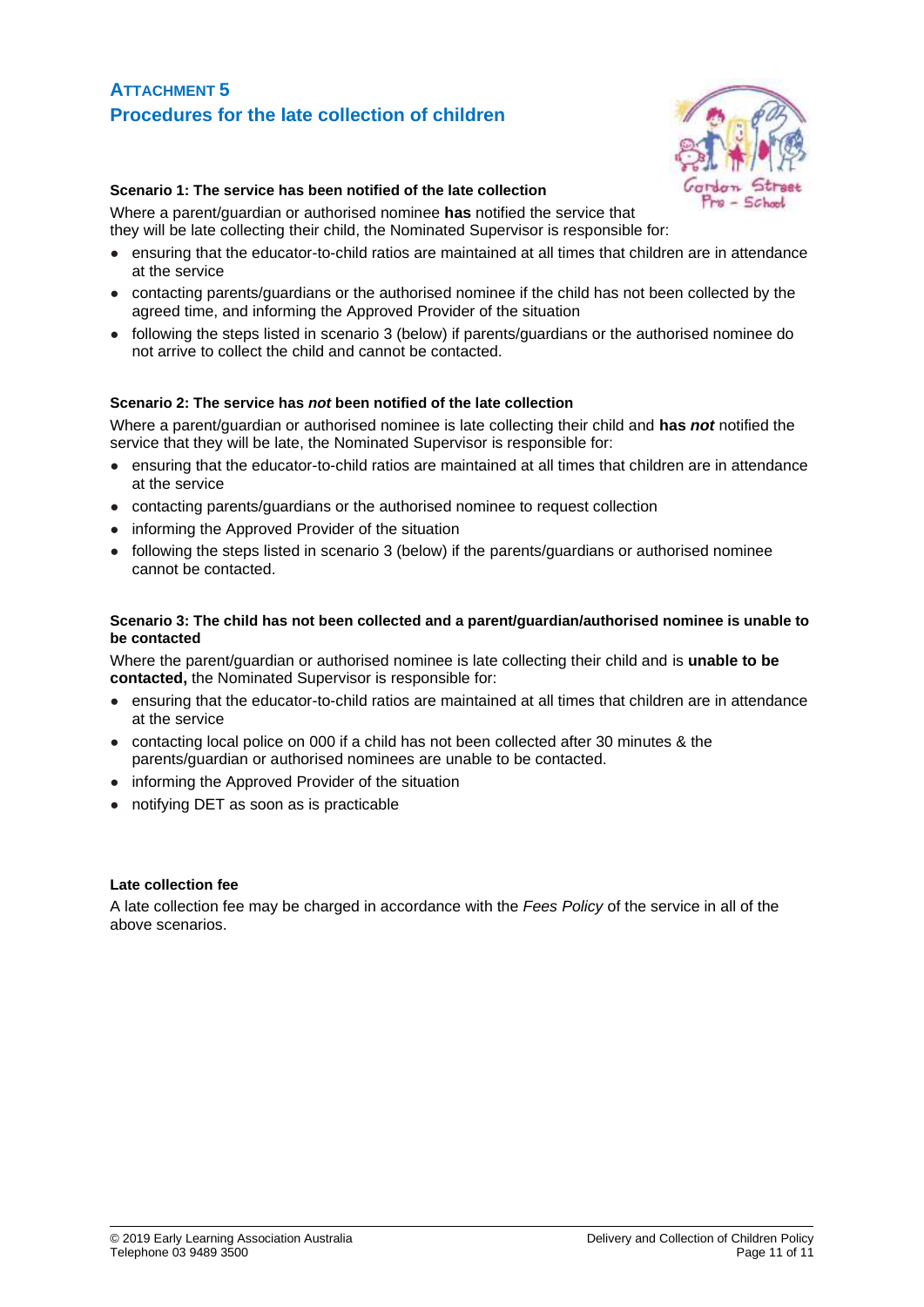# ATTACHMENT 5
## Procedures for the late collection of children

**Scenario 1: The service has been notified of the late collection**

Where a parent/guardian or authorised nominee **has** notified the service that they will be late collecting their child, the Nominated Supervisor is responsible for:

- ensuring that the educator-to-child ratios are maintained at all times that children are in attendance at the service
- contacting parents/guardians or the authorised nominee if the child has not been collected by the agreed time, and informing the Approved Provider of the situation
- following the steps listed in scenario 3 (below) if parents/guardians or the authorised nominee do not arrive to collect the child and cannot be contacted.

**Scenario 2: The service has *not* been notified of the late collection**

Where a parent/guardian or authorised nominee is late collecting their child and **has *not*** notified the service that they will be late, the Nominated Supervisor is responsible for:

- ensuring that the educator-to-child ratios are maintained at all times that children are in attendance at the service
- contacting parents/guardians or the authorised nominee to request collection
- informing the Approved Provider of the situation
- following the steps listed in scenario 3 (below) if the parents/guardians or authorised nominee cannot be contacted.

**Scenario 3: The child has not been collected and a parent/guardian/authorised nominee is unable to be contacted**

Where the parent/guardian or authorised nominee is late collecting their child and is **unable to be contacted,** the Nominated Supervisor is responsible for:

- ensuring that the educator-to-child ratios are maintained at all times that children are in attendance at the service
- contacting local police on 000 if a child has not been collected after 30 minutes & the parents/guardian or authorised nominees are unable to be contacted.
- informing the Approved Provider of the situation
- notifying DET as soon as is practicable

**Late collection fee**

A late collection fee may be charged in accordance with the *Fees Policy* of the service in all of the above scenarios.